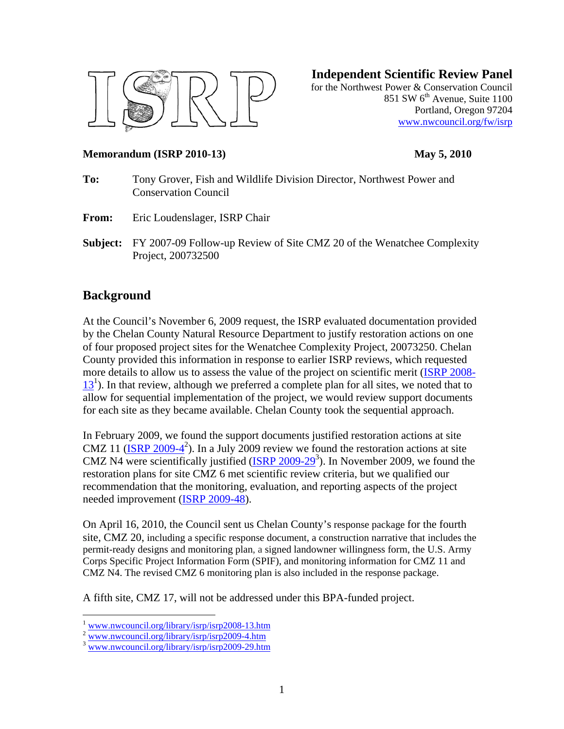# Independent Scientific Review Panel

for the Northwest Power & Conservation Council
851 SW 6th Avenue, Suite 1100
Portland, Oregon 97204
www.nwcouncil.org/fw/isrp

**Memorandum (ISRP 2010-13)** **May 5, 2010**

**To:** Tony Grover, Fish and Wildlife Division Director, Northwest Power and Conservation Council

**From:** Eric Loudenslager, ISRP Chair

**Subject:** FY 2007-09 Follow-up Review of Site CMZ 20 of the Wenatchee Complexity Project, 200732500

## Background

At the Council's November 6, 2009 request, the ISRP evaluated documentation provided by the Chelan County Natural Resource Department to justify restoration actions on one of four proposed project sites for the Wenatchee Complexity Project, 20073250. Chelan County provided this information in response to earlier ISRP reviews, which requested more details to allow us to assess the value of the project on scientific merit (ISRP 2008-13[1]). In that review, although we preferred a complete plan for all sites, we noted that to allow for sequential implementation of the project, we would review support documents for each site as they became available. Chelan County took the sequential approach.

In February 2009, we found the support documents justified restoration actions at site CMZ 11 (ISRP 2009-4[2]). In a July 2009 review we found the restoration actions at site CMZ N4 were scientifically justified (ISRP 2009-29[3]). In November 2009, we found the restoration plans for site CMZ 6 met scientific review criteria, but we qualified our recommendation that the monitoring, evaluation, and reporting aspects of the project needed improvement (ISRP 2009-48).

On April 16, 2010, the Council sent us Chelan County's response package for the fourth site, CMZ 20, including a specific response document, a construction narrative that includes the permit-ready designs and monitoring plan, a signed landowner willingness form, the U.S. Army Corps Specific Project Information Form (SPIF), and monitoring information for CMZ 11 and CMZ N4. The revised CMZ 6 monitoring plan is also included in the response package.

A fifth site, CMZ 17, will not be addressed under this BPA-funded project.

---

[1] www.nwcouncil.org/library/isrp/isrp2008-13.htm
[2] www.nwcouncil.org/library/isrp/isrp2009-4.htm
[3] www.nwcouncil.org/library/isrp/isrp2009-29.htm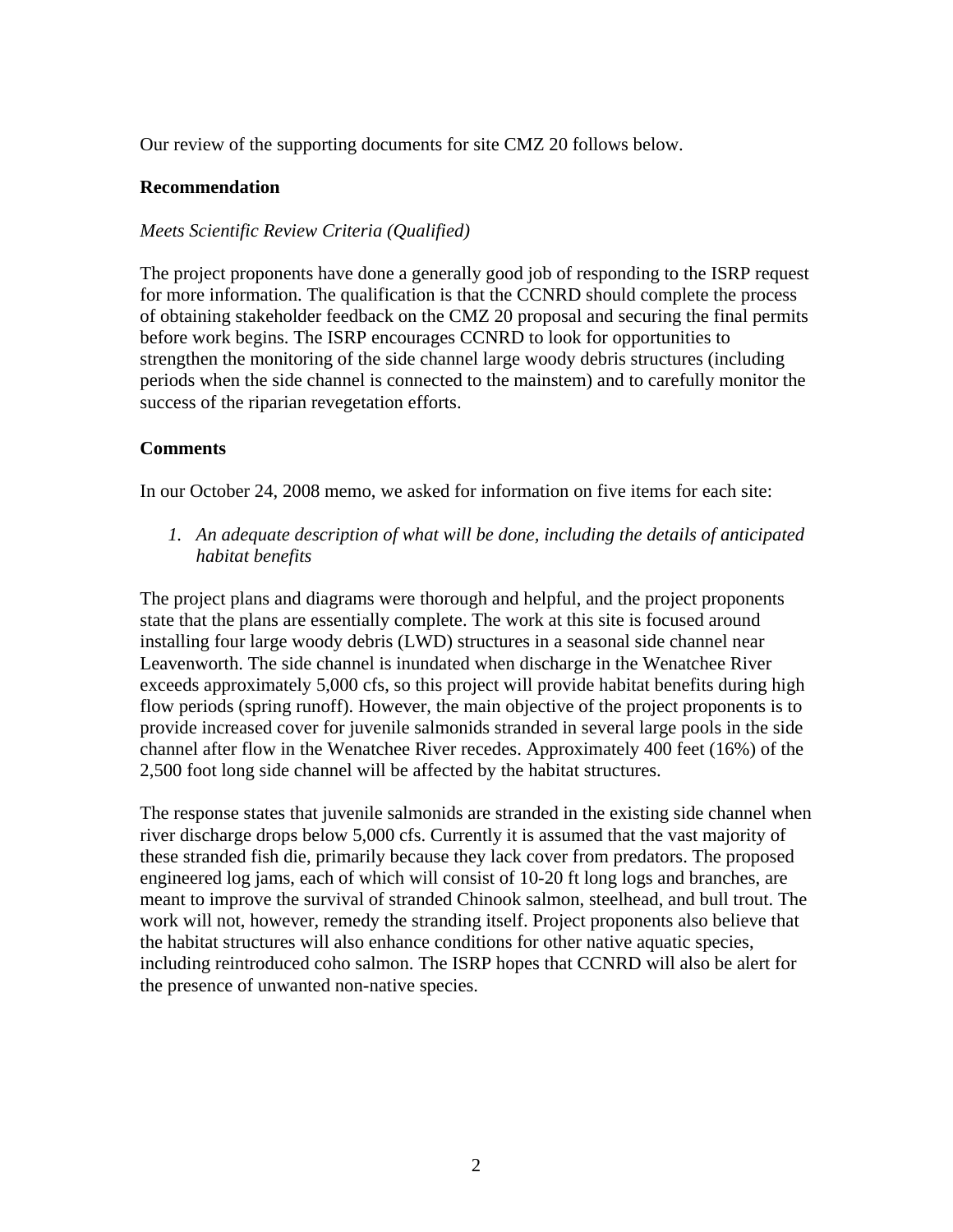Our review of the supporting documents for site CMZ 20 follows below.

**Recommendation**

*Meets Scientific Review Criteria (Qualified)*

The project proponents have done a generally good job of responding to the ISRP request for more information. The qualification is that the CCNRD should complete the process of obtaining stakeholder feedback on the CMZ 20 proposal and securing the final permits before work begins. The ISRP encourages CCNRD to look for opportunities to strengthen the monitoring of the side channel large woody debris structures (including periods when the side channel is connected to the mainstem) and to carefully monitor the success of the riparian revegetation efforts.

**Comments**

In our October 24, 2008 memo, we asked for information on five items for each site:

1. *An adequate description of what will be done, including the details of anticipated habitat benefits*

The project plans and diagrams were thorough and helpful, and the project proponents state that the plans are essentially complete. The work at this site is focused around installing four large woody debris (LWD) structures in a seasonal side channel near Leavenworth. The side channel is inundated when discharge in the Wenatchee River exceeds approximately 5,000 cfs, so this project will provide habitat benefits during high flow periods (spring runoff). However, the main objective of the project proponents is to provide increased cover for juvenile salmonids stranded in several large pools in the side channel after flow in the Wenatchee River recedes. Approximately 400 feet (16%) of the 2,500 foot long side channel will be affected by the habitat structures.

The response states that juvenile salmonids are stranded in the existing side channel when river discharge drops below 5,000 cfs. Currently it is assumed that the vast majority of these stranded fish die, primarily because they lack cover from predators. The proposed engineered log jams, each of which will consist of 10-20 ft long logs and branches, are meant to improve the survival of stranded Chinook salmon, steelhead, and bull trout. The work will not, however, remedy the stranding itself. Project proponents also believe that the habitat structures will also enhance conditions for other native aquatic species, including reintroduced coho salmon. The ISRP hopes that CCNRD will also be alert for the presence of unwanted non-native species.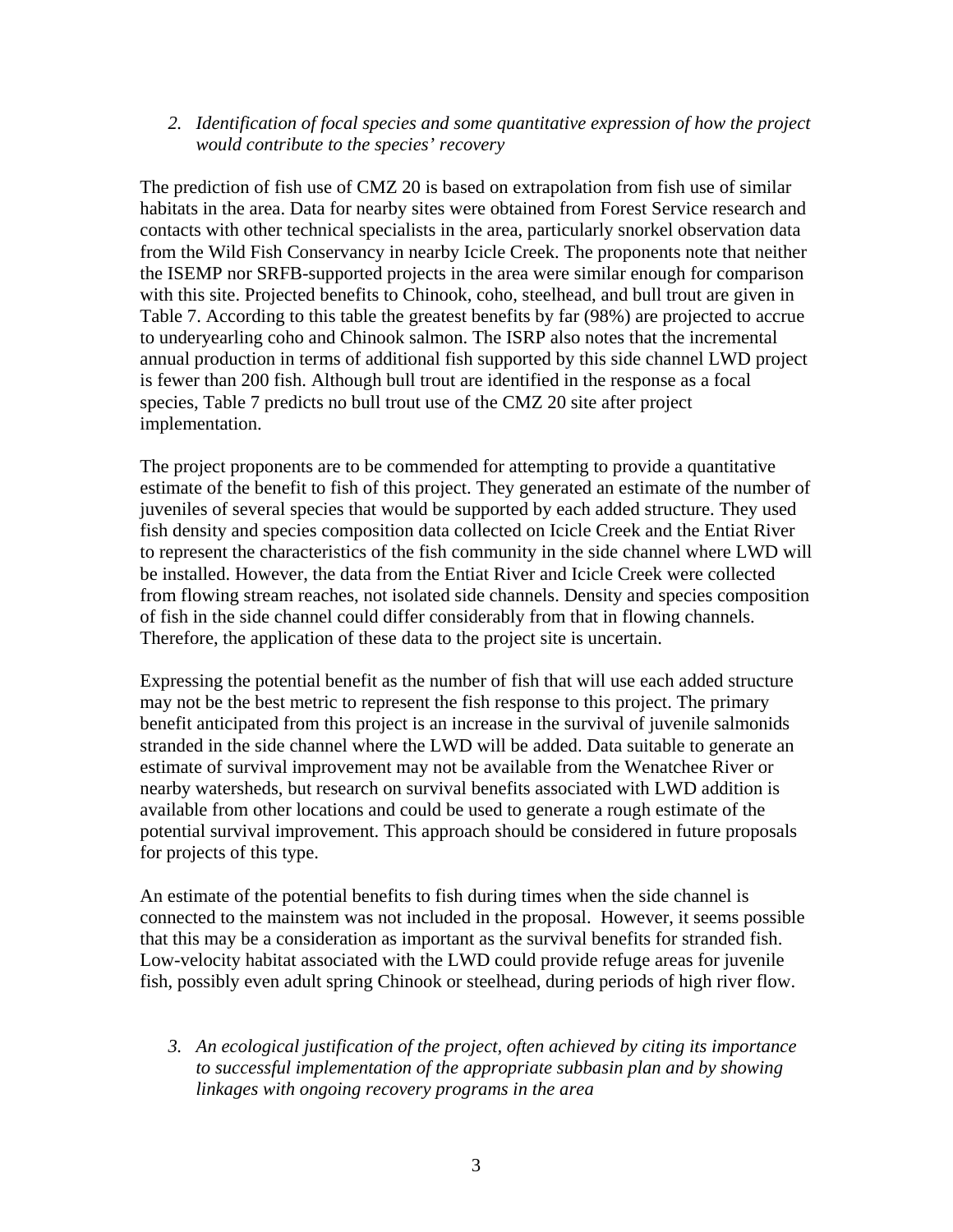2. *Identification of focal species and some quantitative expression of how the project would contribute to the species' recovery*

The prediction of fish use of CMZ 20 is based on extrapolation from fish use of similar habitats in the area. Data for nearby sites were obtained from Forest Service research and contacts with other technical specialists in the area, particularly snorkel observation data from the Wild Fish Conservancy in nearby Icicle Creek. The proponents note that neither the ISEMP nor SRFB-supported projects in the area were similar enough for comparison with this site. Projected benefits to Chinook, coho, steelhead, and bull trout are given in Table 7. According to this table the greatest benefits by far (98%) are projected to accrue to underyearling coho and Chinook salmon. The ISRP also notes that the incremental annual production in terms of additional fish supported by this side channel LWD project is fewer than 200 fish. Although bull trout are identified in the response as a focal species, Table 7 predicts no bull trout use of the CMZ 20 site after project implementation.

The project proponents are to be commended for attempting to provide a quantitative estimate of the benefit to fish of this project. They generated an estimate of the number of juveniles of several species that would be supported by each added structure. They used fish density and species composition data collected on Icicle Creek and the Entiat River to represent the characteristics of the fish community in the side channel where LWD will be installed. However, the data from the Entiat River and Icicle Creek were collected from flowing stream reaches, not isolated side channels. Density and species composition of fish in the side channel could differ considerably from that in flowing channels. Therefore, the application of these data to the project site is uncertain.

Expressing the potential benefit as the number of fish that will use each added structure may not be the best metric to represent the fish response to this project. The primary benefit anticipated from this project is an increase in the survival of juvenile salmonids stranded in the side channel where the LWD will be added. Data suitable to generate an estimate of survival improvement may not be available from the Wenatchee River or nearby watersheds, but research on survival benefits associated with LWD addition is available from other locations and could be used to generate a rough estimate of the potential survival improvement. This approach should be considered in future proposals for projects of this type.

An estimate of the potential benefits to fish during times when the side channel is connected to the mainstem was not included in the proposal. However, it seems possible that this may be a consideration as important as the survival benefits for stranded fish. Low-velocity habitat associated with the LWD could provide refuge areas for juvenile fish, possibly even adult spring Chinook or steelhead, during periods of high river flow.

3. *An ecological justification of the project, often achieved by citing its importance to successful implementation of the appropriate subbasin plan and by showing linkages with ongoing recovery programs in the area*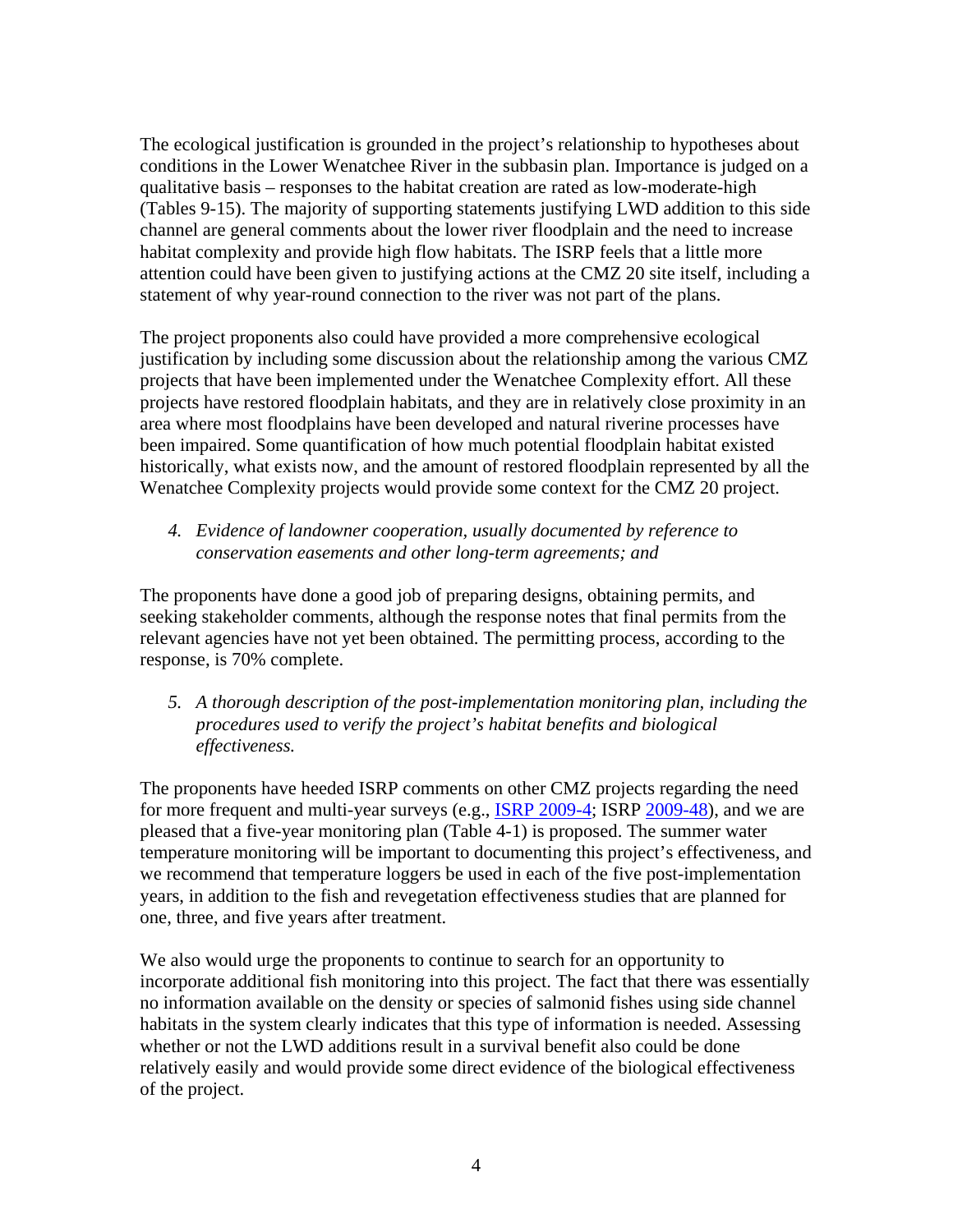The ecological justification is grounded in the project's relationship to hypotheses about conditions in the Lower Wenatchee River in the subbasin plan. Importance is judged on a qualitative basis – responses to the habitat creation are rated as low-moderate-high (Tables 9-15). The majority of supporting statements justifying LWD addition to this side channel are general comments about the lower river floodplain and the need to increase habitat complexity and provide high flow habitats. The ISRP feels that a little more attention could have been given to justifying actions at the CMZ 20 site itself, including a statement of why year-round connection to the river was not part of the plans.

The project proponents also could have provided a more comprehensive ecological justification by including some discussion about the relationship among the various CMZ projects that have been implemented under the Wenatchee Complexity effort. All these projects have restored floodplain habitats, and they are in relatively close proximity in an area where most floodplains have been developed and natural riverine processes have been impaired. Some quantification of how much potential floodplain habitat existed historically, what exists now, and the amount of restored floodplain represented by all the Wenatchee Complexity projects would provide some context for the CMZ 20 project.

4. *Evidence of landowner cooperation, usually documented by reference to conservation easements and other long-term agreements; and*

The proponents have done a good job of preparing designs, obtaining permits, and seeking stakeholder comments, although the response notes that final permits from the relevant agencies have not yet been obtained. The permitting process, according to the response, is 70% complete.

5. *A thorough description of the post-implementation monitoring plan, including the procedures used to verify the project's habitat benefits and biological effectiveness.*

The proponents have heeded ISRP comments on other CMZ projects regarding the need for more frequent and multi-year surveys (e.g., ISRP 2009-4; ISRP 2009-48), and we are pleased that a five-year monitoring plan (Table 4-1) is proposed. The summer water temperature monitoring will be important to documenting this project's effectiveness, and we recommend that temperature loggers be used in each of the five post-implementation years, in addition to the fish and revegetation effectiveness studies that are planned for one, three, and five years after treatment.

We also would urge the proponents to continue to search for an opportunity to incorporate additional fish monitoring into this project. The fact that there was essentially no information available on the density or species of salmonid fishes using side channel habitats in the system clearly indicates that this type of information is needed. Assessing whether or not the LWD additions result in a survival benefit also could be done relatively easily and would provide some direct evidence of the biological effectiveness of the project.